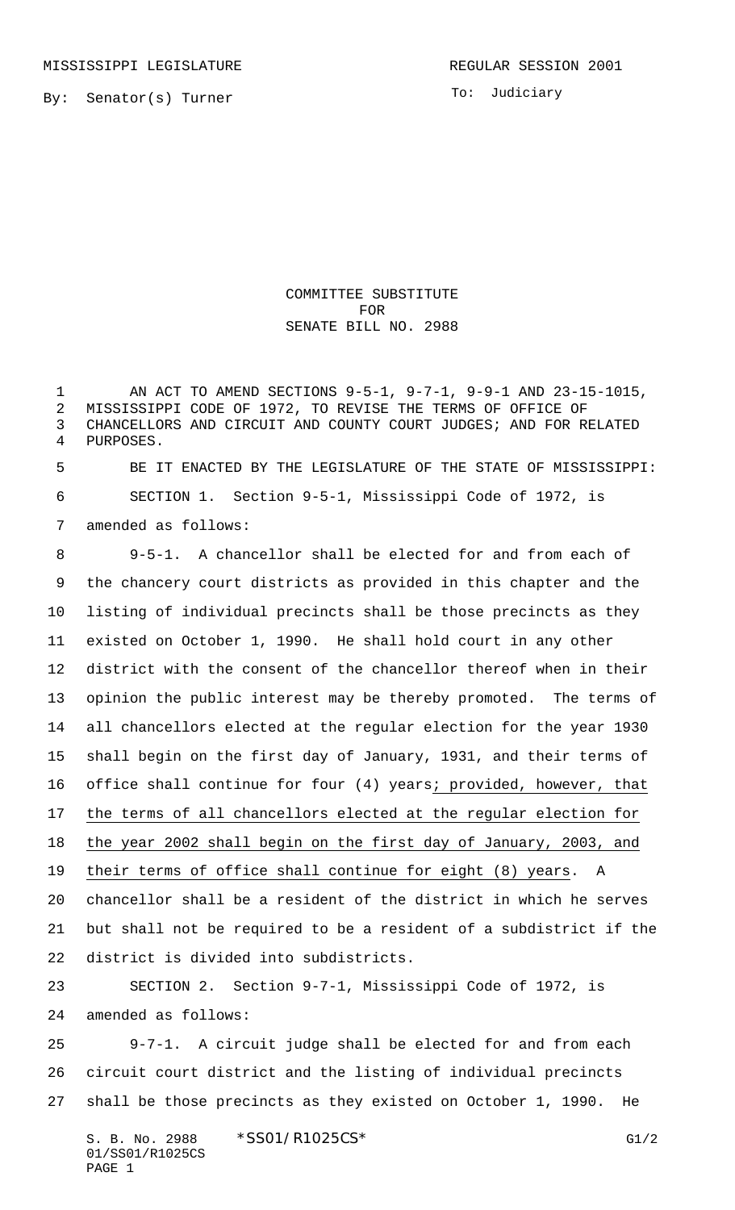MISSISSIPPI LEGISLATURE REGULAR SESSION 2001

By: Senator(s) Turner

To: Judiciary

COMMITTEE SUBSTITUTE
FOR
SENATE BILL NO. 2988

AN ACT TO AMEND SECTIONS 9-5-1, 9-7-1, 9-9-1 AND 23-15-1015, MISSISSIPPI CODE OF 1972, TO REVISE THE TERMS OF OFFICE OF CHANCELLORS AND CIRCUIT AND COUNTY COURT JUDGES; AND FOR RELATED PURPOSES.

BE IT ENACTED BY THE LEGISLATURE OF THE STATE OF MISSISSIPPI:

SECTION 1. Section 9-5-1, Mississippi Code of 1972, is amended as follows:

9-5-1. A chancellor shall be elected for and from each of the chancery court districts as provided in this chapter and the listing of individual precincts shall be those precincts as they existed on October 1, 1990. He shall hold court in any other district with the consent of the chancellor thereof when in their opinion the public interest may be thereby promoted. The terms of all chancellors elected at the regular election for the year 1930 shall begin on the first day of January, 1931, and their terms of office shall continue for four (4) years<u>; provided, however, that the terms of all chancellors elected at the regular election for the year 2002 shall begin on the first day of January, 2003, and their terms of office shall continue for eight (8) years</u>. A chancellor shall be a resident of the district in which he serves but shall not be required to be a resident of a subdistrict if the district is divided into subdistricts.

SECTION 2. Section 9-7-1, Mississippi Code of 1972, is amended as follows:

9-7-1. A circuit judge shall be elected for and from each circuit court district and the listing of individual precincts shall be those precincts as they existed on October 1, 1990. He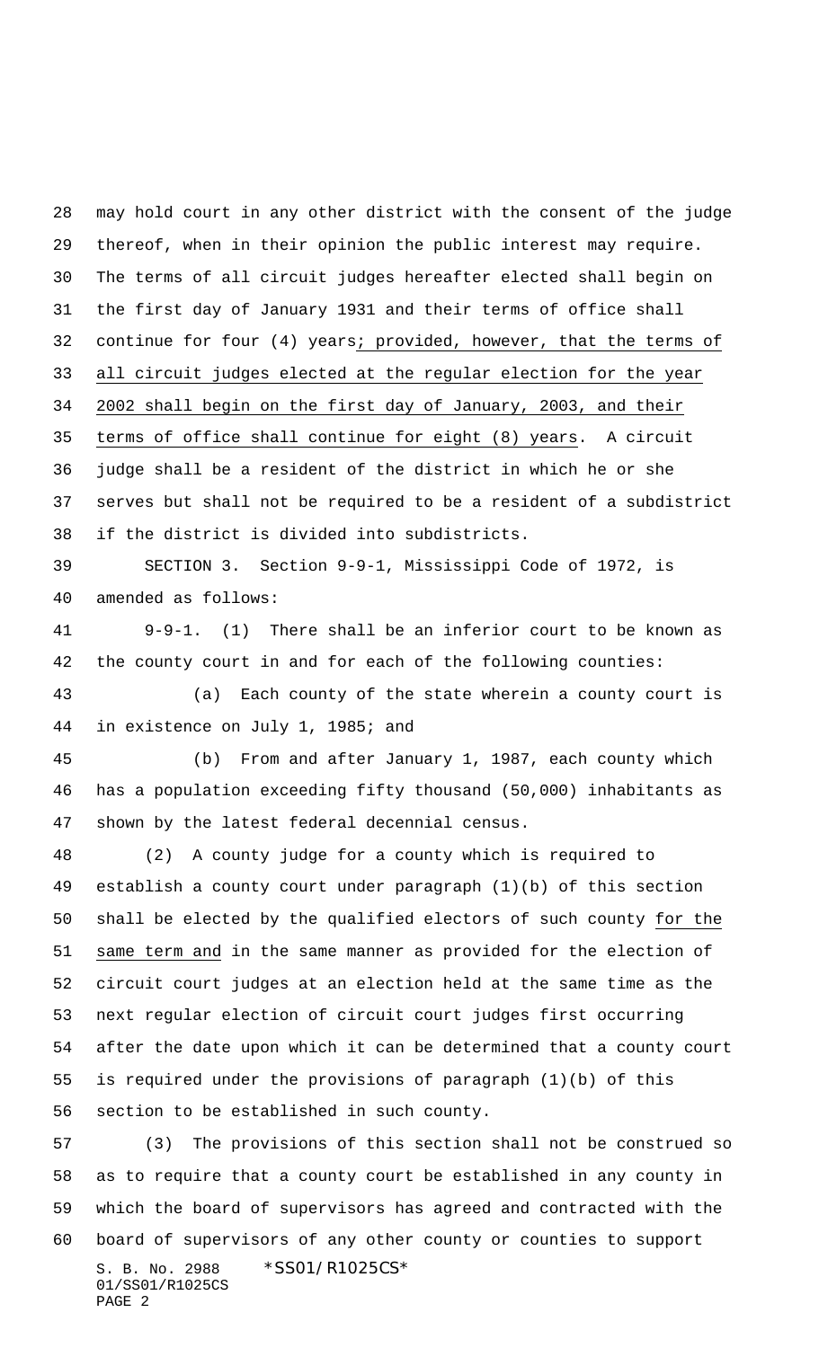may hold court in any other district with the consent of the judge thereof, when in their opinion the public interest may require. The terms of all circuit judges hereafter elected shall begin on the first day of January 1931 and their terms of office shall continue for four (4) years; provided, however, that the terms of all circuit judges elected at the regular election for the year 2002 shall begin on the first day of January, 2003, and their terms of office shall continue for eight (8) years. A circuit judge shall be a resident of the district in which he or she serves but shall not be required to be a resident of a subdistrict if the district is divided into subdistricts.

SECTION 3. Section 9-9-1, Mississippi Code of 1972, is amended as follows:

9-9-1. (1) There shall be an inferior court to be known as the county court in and for each of the following counties:

(a) Each county of the state wherein a county court is in existence on July 1, 1985; and

(b) From and after January 1, 1987, each county which has a population exceeding fifty thousand (50,000) inhabitants as shown by the latest federal decennial census.

(2) A county judge for a county which is required to establish a county court under paragraph (1)(b) of this section shall be elected by the qualified electors of such county for the same term and in the same manner as provided for the election of circuit court judges at an election held at the same time as the next regular election of circuit court judges first occurring after the date upon which it can be determined that a county court is required under the provisions of paragraph (1)(b) of this section to be established in such county.

(3) The provisions of this section shall not be construed so as to require that a county court be established in any county in which the board of supervisors has agreed and contracted with the board of supervisors of any other county or counties to support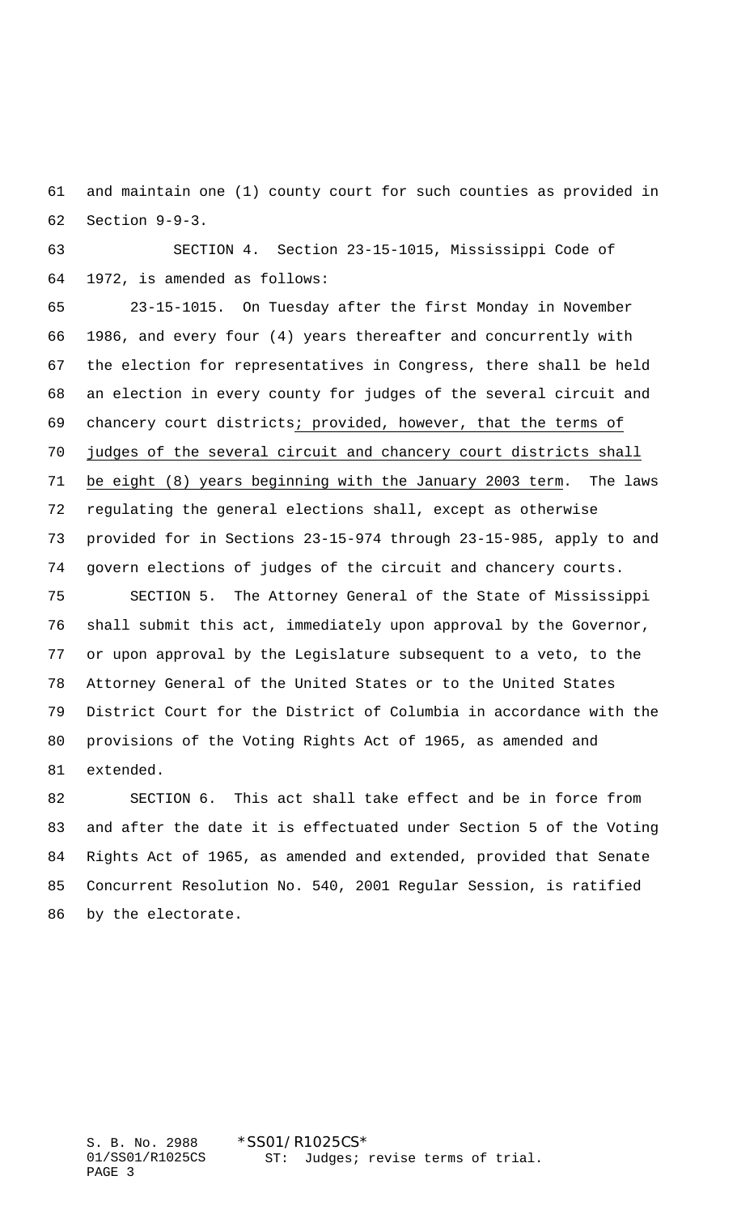and maintain one (1) county court for such counties as provided in Section 9-9-3.

SECTION 4. Section 23-15-1015, Mississippi Code of 1972, is amended as follows:

23-15-1015. On Tuesday after the first Monday in November 1986, and every four (4) years thereafter and concurrently with the election for representatives in Congress, there shall be held an election in every county for judges of the several circuit and chancery court districts; provided, however, that the terms of judges of the several circuit and chancery court districts shall be eight (8) years beginning with the January 2003 term. The laws regulating the general elections shall, except as otherwise provided for in Sections 23-15-974 through 23-15-985, apply to and govern elections of judges of the circuit and chancery courts.

SECTION 5. The Attorney General of the State of Mississippi shall submit this act, immediately upon approval by the Governor, or upon approval by the Legislature subsequent to a veto, to the Attorney General of the United States or to the United States District Court for the District of Columbia in accordance with the provisions of the Voting Rights Act of 1965, as amended and extended.

SECTION 6. This act shall take effect and be in force from and after the date it is effectuated under Section 5 of the Voting Rights Act of 1965, as amended and extended, provided that Senate Concurrent Resolution No. 540, 2001 Regular Session, is ratified by the electorate.